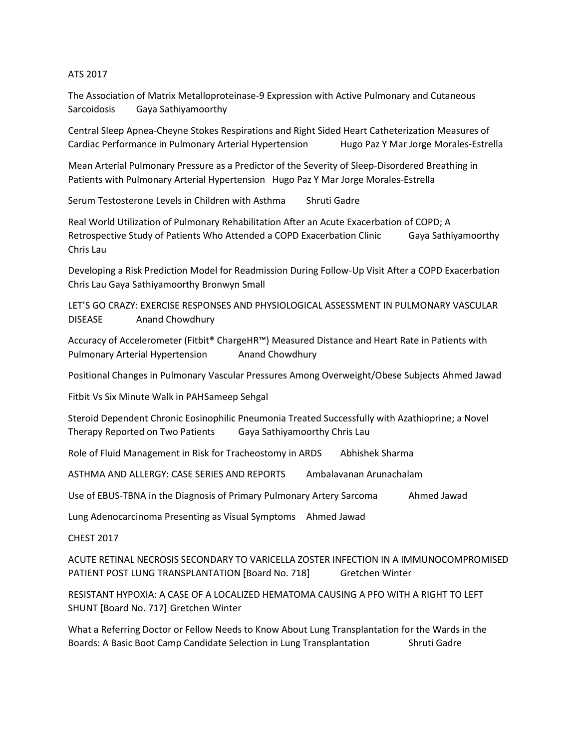ATS 2017

The Association of Matrix Metalloproteinase-9 Expression with Active Pulmonary and Cutaneous Sarcoidosis Gaya Sathiyamoorthy

Central Sleep Apnea-Cheyne Stokes Respirations and Right Sided Heart Catheterization Measures of Cardiac Performance in Pulmonary Arterial Hypertension Hugo Paz Y Mar Jorge Morales-Estrella

Mean Arterial Pulmonary Pressure as a Predictor of the Severity of Sleep-Disordered Breathing in Patients with Pulmonary Arterial Hypertension Hugo Paz Y Mar Jorge Morales-Estrella

Serum Testosterone Levels in Children with Asthma Shruti Gadre

Real World Utilization of Pulmonary Rehabilitation After an Acute Exacerbation of COPD; A Retrospective Study of Patients Who Attended a COPD Exacerbation Clinic Gaya Sathiyamoorthy Chris Lau

Developing a Risk Prediction Model for Readmission During Follow-Up Visit After a COPD Exacerbation Chris Lau Gaya Sathiyamoorthy Bronwyn Small

LET'S GO CRAZY: EXERCISE RESPONSES AND PHYSIOLOGICAL ASSESSMENT IN PULMONARY VASCULAR DISEASE Anand Chowdhury

Accuracy of Accelerometer (Fitbit® ChargeHR™) Measured Distance and Heart Rate in Patients with Pulmonary Arterial Hypertension Anand Chowdhury

Positional Changes in Pulmonary Vascular Pressures Among Overweight/Obese Subjects Ahmed Jawad

Fitbit Vs Six Minute Walk in PAHSameep Sehgal

Steroid Dependent Chronic Eosinophilic Pneumonia Treated Successfully with Azathioprine; a Novel Therapy Reported on Two Patients Gaya Sathiyamoorthy Chris Lau

Role of Fluid Management in Risk for Tracheostomy in ARDS Abhishek Sharma

ASTHMA AND ALLERGY: CASE SERIES AND REPORTS Ambalavanan Arunachalam

Use of EBUS-TBNA in the Diagnosis of Primary Pulmonary Artery Sarcoma Ahmed Jawad

Lung Adenocarcinoma Presenting as Visual Symptoms Ahmed Jawad

CHEST 2017

ACUTE RETINAL NECROSIS SECONDARY TO VARICELLA ZOSTER INFECTION IN A IMMUNOCOMPROMISED PATIENT POST LUNG TRANSPLANTATION [Board No. 718] Gretchen Winter

RESISTANT HYPOXIA: A CASE OF A LOCALIZED HEMATOMA CAUSING A PFO WITH A RIGHT TO LEFT SHUNT [Board No. 717] Gretchen Winter

What a Referring Doctor or Fellow Needs to Know About Lung Transplantation for the Wards in the Boards: A Basic Boot Camp Candidate Selection in Lung Transplantation Shruti Gadre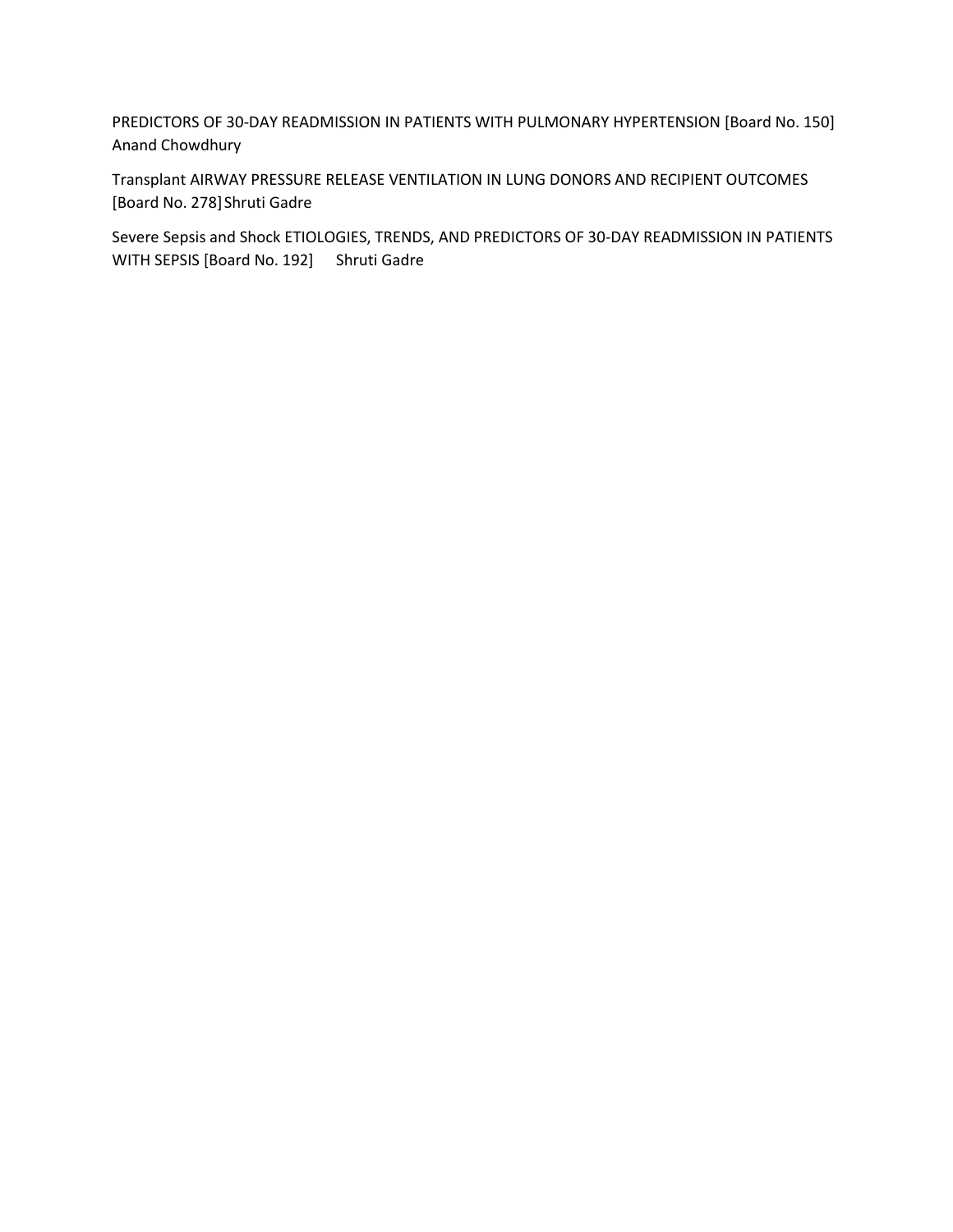PREDICTORS OF 30-DAY READMISSION IN PATIENTS WITH PULMONARY HYPERTENSION [Board No. 150] Anand Chowdhury

Transplant AIRWAY PRESSURE RELEASE VENTILATION IN LUNG DONORS AND RECIPIENT OUTCOMES [Board No. 278] Shruti Gadre

Severe Sepsis and Shock ETIOLOGIES, TRENDS, AND PREDICTORS OF 30-DAY READMISSION IN PATIENTS WITH SEPSIS [Board No. 192] Shruti Gadre